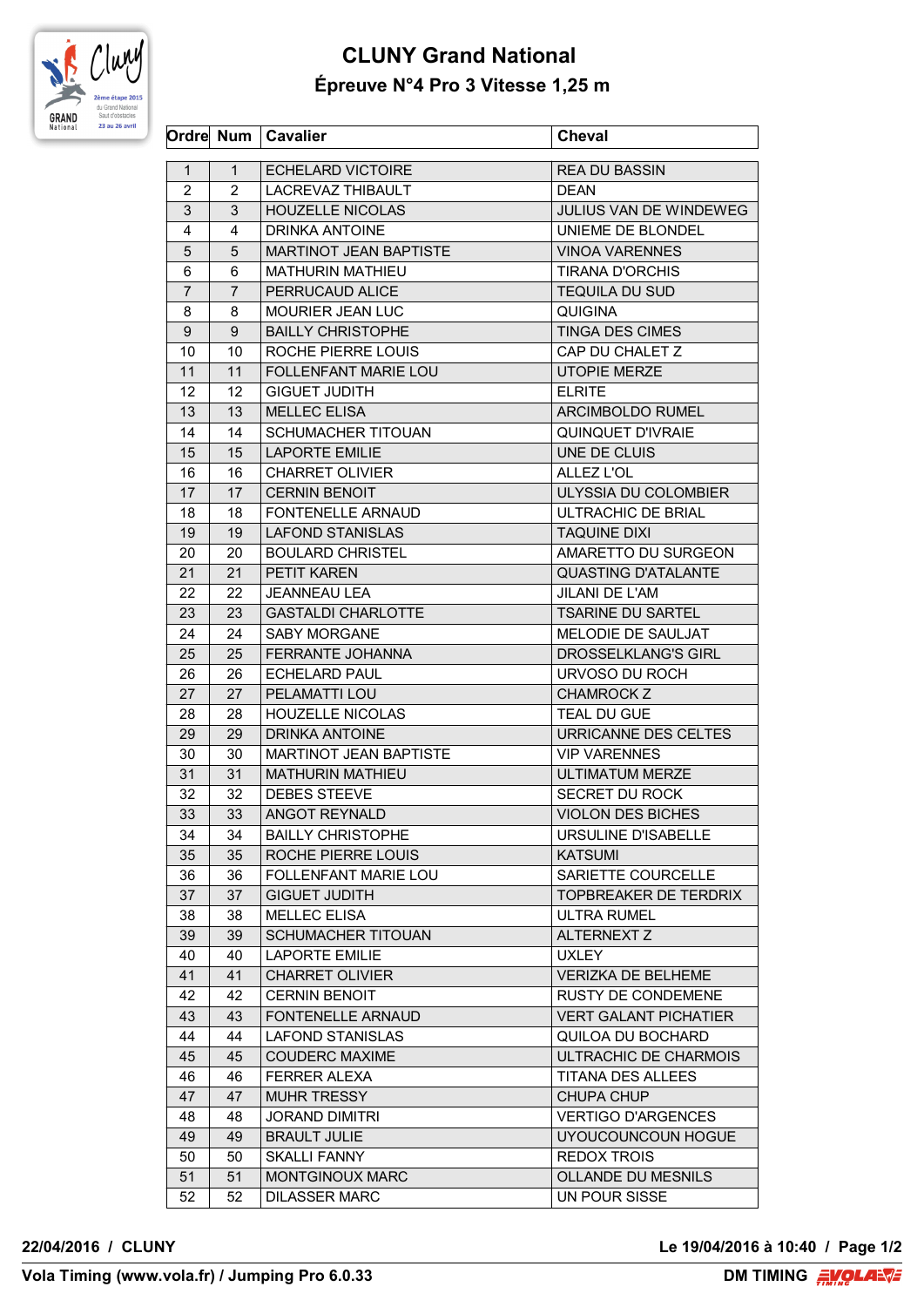# CLUNY Grand National

## Épreuve N°4 Pro 3 Vitesse 1,25 m

| Ordre | Num | Cavalier | Cheval |
|---|---|---|---|
| 1 | 1 | ECHELARD VICTOIRE | REA DU BASSIN |
| 2 | 2 | LACREVAZ THIBAULT | DEAN |
| 3 | 3 | HOUZELLE NICOLAS | JULIUS VAN DE WINDEWEG |
| 4 | 4 | DRINKA ANTOINE | UNIEME DE BLONDEL |
| 5 | 5 | MARTINOT JEAN BAPTISTE | VINOA VARENNES |
| 6 | 6 | MATHURIN MATHIEU | TIRANA D'ORCHIS |
| 7 | 7 | PERRUCAUD ALICE | TEQUILA DU SUD |
| 8 | 8 | MOURIER JEAN LUC | QUIGINA |
| 9 | 9 | BAILLY CHRISTOPHE | TINGA DES CIMES |
| 10 | 10 | ROCHE PIERRE LOUIS | CAP DU CHALET Z |
| 11 | 11 | FOLLENFANT MARIE LOU | UTOPIE MERZE |
| 12 | 12 | GIGUET JUDITH | ELRITE |
| 13 | 13 | MELLEC ELISA | ARCIMBOLDO RUMEL |
| 14 | 14 | SCHUMACHER TITOUAN | QUINQUET D'IVRAIE |
| 15 | 15 | LAPORTE EMILIE | UNE DE CLUIS |
| 16 | 16 | CHARRET OLIVIER | ALLEZ L'OL |
| 17 | 17 | CERNIN BENOIT | ULYSSIA DU COLOMBIER |
| 18 | 18 | FONTENELLE ARNAUD | ULTRACHIC DE BRIAL |
| 19 | 19 | LAFOND STANISLAS | TAQUINE DIXI |
| 20 | 20 | BOULARD CHRISTEL | AMARETTO DU SURGEON |
| 21 | 21 | PETIT KAREN | QUASTING D'ATALANTE |
| 22 | 22 | JEANNEAU LEA | JILANI DE L'AM |
| 23 | 23 | GASTALDI CHARLOTTE | TSARINE DU SARTEL |
| 24 | 24 | SABY MORGANE | MELODIE DE SAULJAT |
| 25 | 25 | FERRANTE JOHANNA | DROSSELKLANG'S GIRL |
| 26 | 26 | ECHELARD PAUL | URVOSO DU ROCH |
| 27 | 27 | PELAMATTI LOU | CHAMROCK Z |
| 28 | 28 | HOUZELLE NICOLAS | TEAL DU GUE |
| 29 | 29 | DRINKA ANTOINE | URRICANNE DES CELTES |
| 30 | 30 | MARTINOT JEAN BAPTISTE | VIP VARENNES |
| 31 | 31 | MATHURIN MATHIEU | ULTIMATUM MERZE |
| 32 | 32 | DEBES STEEVE | SECRET DU ROCK |
| 33 | 33 | ANGOT REYNALD | VIOLON DES BICHES |
| 34 | 34 | BAILLY CHRISTOPHE | URSULINE D'ISABELLE |
| 35 | 35 | ROCHE PIERRE LOUIS | KATSUMI |
| 36 | 36 | FOLLENFANT MARIE LOU | SARIETTE COURCELLE |
| 37 | 37 | GIGUET JUDITH | TOPBREAKER DE TERDRIX |
| 38 | 38 | MELLEC ELISA | ULTRA RUMEL |
| 39 | 39 | SCHUMACHER TITOUAN | ALTERNEXT Z |
| 40 | 40 | LAPORTE EMILIE | UXLEY |
| 41 | 41 | CHARRET OLIVIER | VERIZKA DE BELHEME |
| 42 | 42 | CERNIN BENOIT | RUSTY DE CONDEMENE |
| 43 | 43 | FONTENELLE ARNAUD | VERT GALANT PICHATIER |
| 44 | 44 | LAFOND STANISLAS | QUILOA DU BOCHARD |
| 45 | 45 | COUDERC MAXIME | ULTRACHIC DE CHARMOIS |
| 46 | 46 | FERRER ALEXA | TITANA DES ALLEES |
| 47 | 47 | MUHR TRESSY | CHUPA CHUP |
| 48 | 48 | JORAND DIMITRI | VERTIGO D'ARGENCES |
| 49 | 49 | BRAULT JULIE | UYOUCOUNCOUN HOGUE |
| 50 | 50 | SKALLI FANNY | REDOX TROIS |
| 51 | 51 | MONTGINOUX MARC | OLLANDE DU MESNILS |
| 52 | 52 | DILASSER MARC | UN POUR SISSE |

**22/04/2016 / CLUNY** — **Le 19/04/2016 à 10:40**

**Vola Timing (www.vola.fr) / Jumping Pro 6.0.33** — **DM TIMING**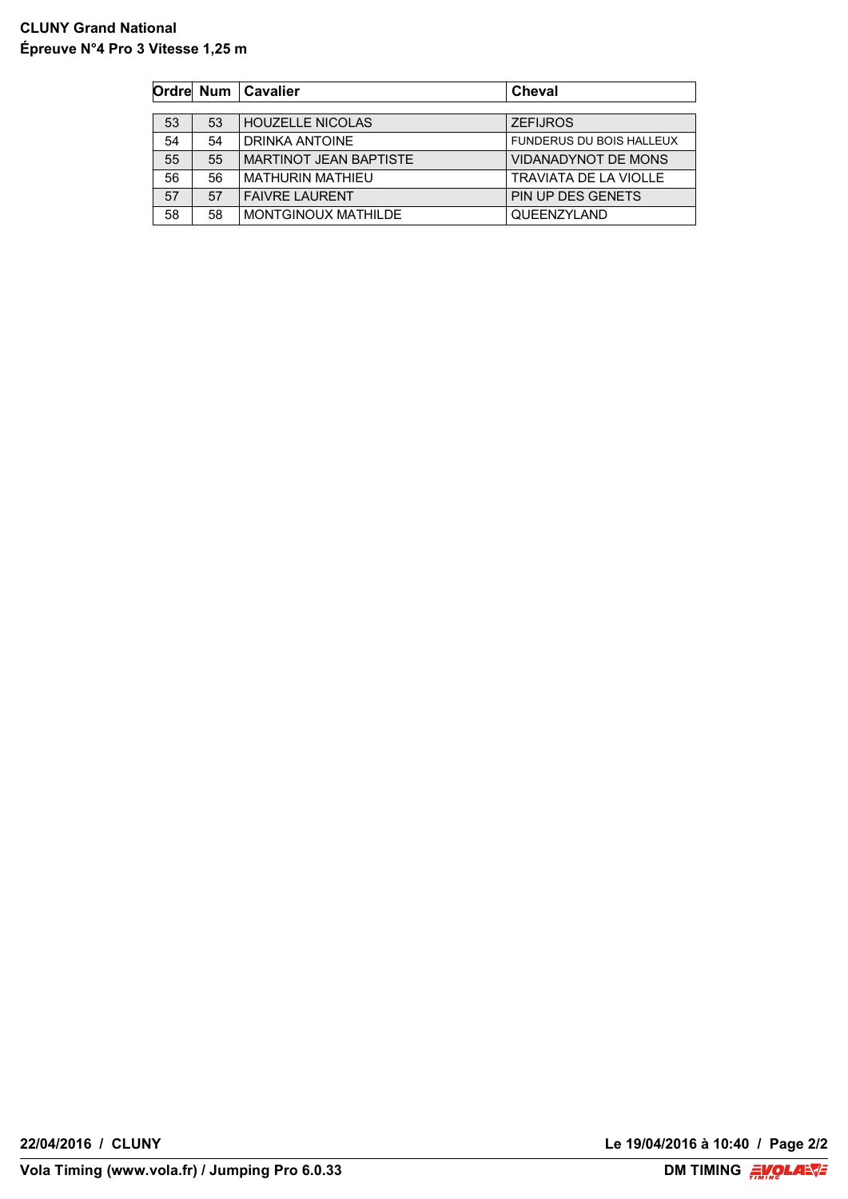**CLUNY Grand National**

**Épreuve N°4 Pro 3 Vitesse 1,25 m**

| Ordre | Num | Cavalier | Cheval |
|---|---|---|---|
| 53 | 53 | HOUZELLE NICOLAS | ZEFIJROS |
| 54 | 54 | DRINKA ANTOINE | FUNDERUS DU BOIS HALLEUX |
| 55 | 55 | MARTINOT JEAN BAPTISTE | VIDANADYNOT DE MONS |
| 56 | 56 | MATHURIN MATHIEU | TRAVIATA DE LA VIOLLE |
| 57 | 57 | FAIVRE LAURENT | PIN UP DES GENETS |
| 58 | 58 | MONTGINOUX MATHILDE | QUEENZYLAND |

**22/04/2016 / CLUNY** **Le 19/04/2016 à 10:40**

**Vola Timing (www.vola.fr) / Jumping Pro 6.0.33** **DM TIMING**